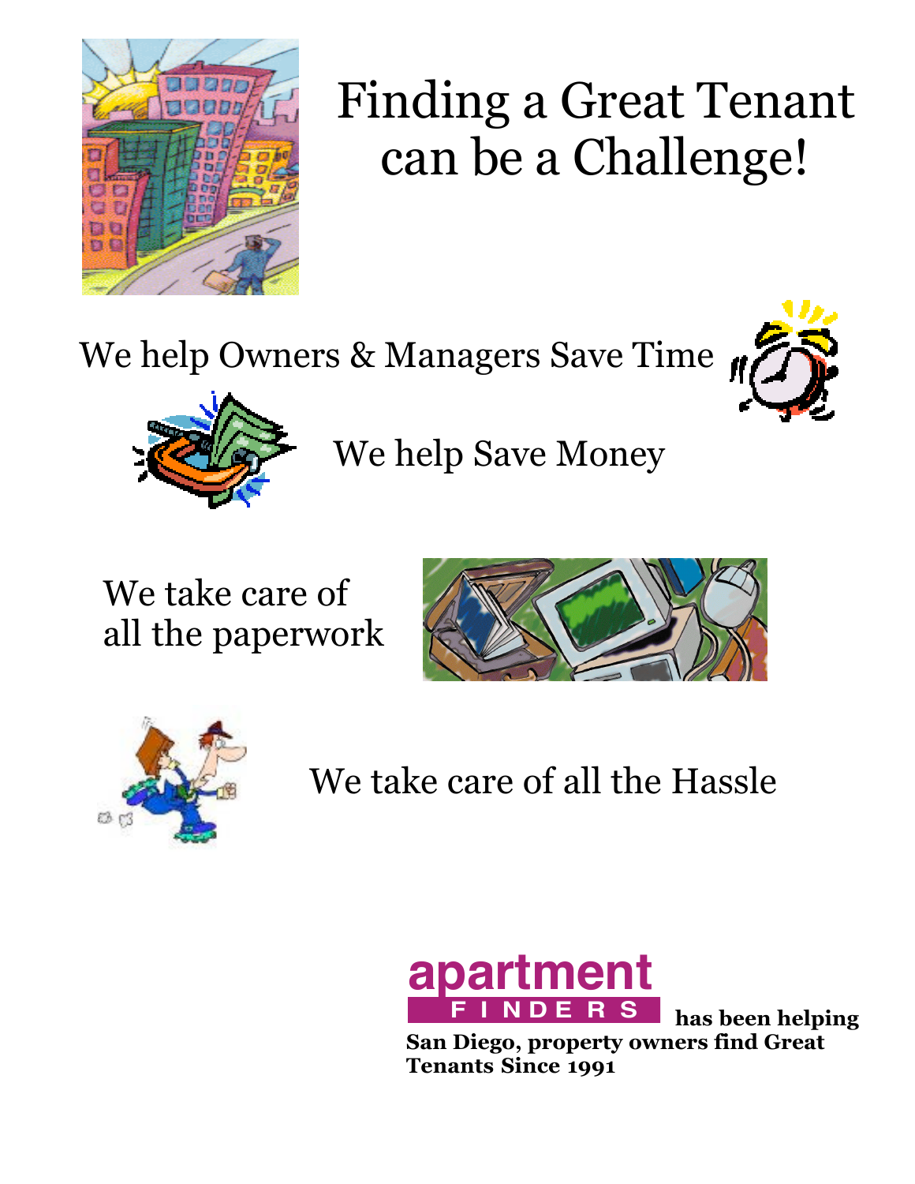# Finding a Great Tenant can be a Challenge!

We help Owners & Managers Save Time

We help Save Money

We take care of all the paperwork

We take care of all the Hassle

**apartment FINDERS has been helping San Diego, property owners find Great Tenants Since 1991**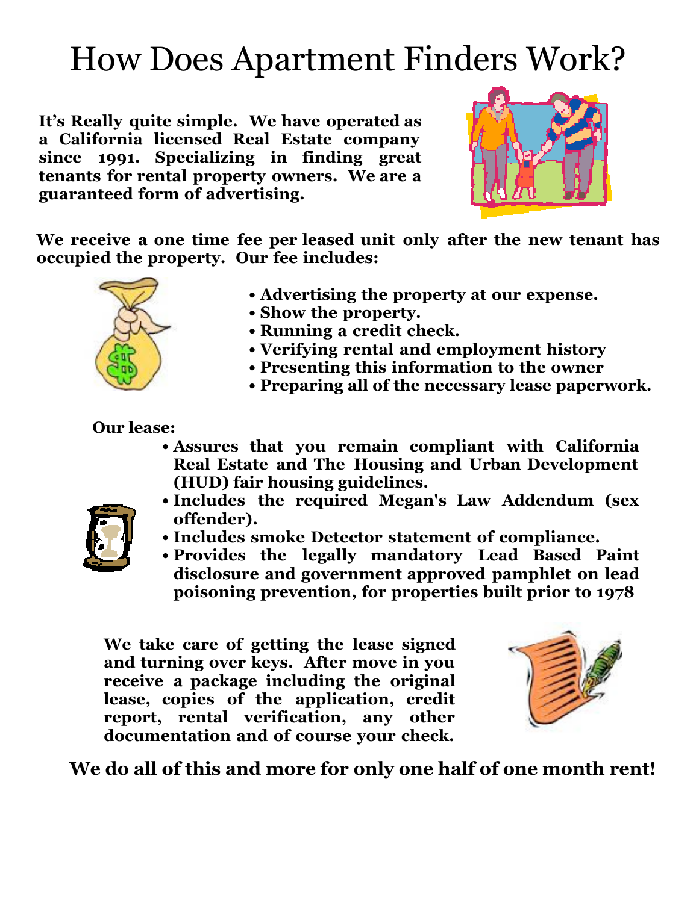# How Does Apartment Finders Work?

**It's Really quite simple. We have operated as a California licensed Real Estate company since 1991. Specializing in finding great tenants for rental property owners. We are a guaranteed form of advertising.**

**We receive a one time fee per leased unit only after the new tenant has occupied the property. Our fee includes:**

- **Advertising the property at our expense.**
- **Show the property.**
- **Running a credit check.**
- **Verifying rental and employment history**
- **Presenting this information to the owner**
- **Preparing all of the necessary lease paperwork.**

**Our lease:**

- **Assures that you remain compliant with California Real Estate and The Housing and Urban Development (HUD) fair housing guidelines.**
- **Includes the required Megan's Law Addendum (sex offender).**
- **Includes smoke Detector statement of compliance.**
- **Provides the legally mandatory Lead Based Paint disclosure and government approved pamphlet on lead poisoning prevention, for properties built prior to 1978**

**We take care of getting the lease signed and turning over keys. After move in you receive a package including the original lease, copies of the application, credit report, rental verification, any other documentation and of course your check.**

**We do all of this and more for only one half of one month rent!**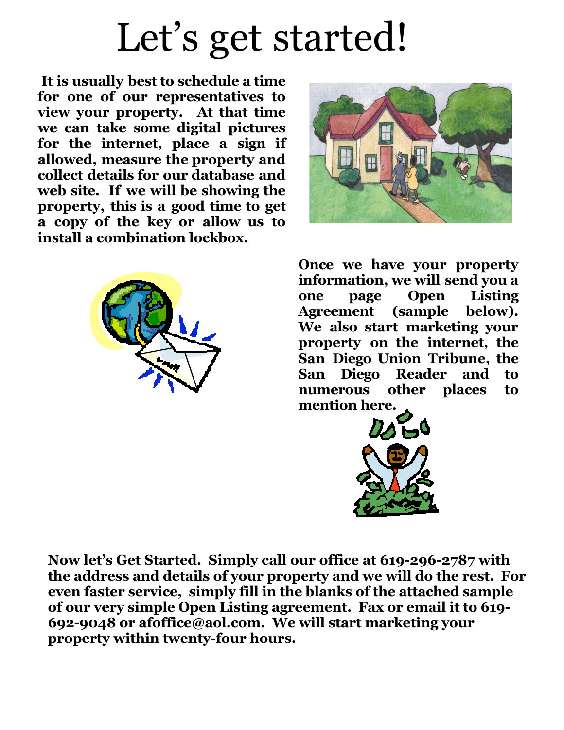# Let's get started!

**It is usually best to schedule a time for one of our representatives to view your property. At that time we can take some digital pictures for the internet, place a sign if allowed, measure the property and collect details for our database and web site. If we will be showing the property, this is a good time to get a copy of the key or allow us to install a combination lockbox.**

**Once we have your property information, we will send you a one page Open Listing Agreement (sample below). We also start marketing your property on the internet, the San Diego Union Tribune, the San Diego Reader and to numerous other places to mention here.**

**Now let's Get Started. Simply call our office at 619-296-2787 with the address and details of your property and we will do the rest. For even faster service, simply fill in the blanks of the attached sample of our very simple Open Listing agreement. Fax or email it to 619-692-9048 or afoffice@aol.com. We will start marketing your property within twenty-four hours.**